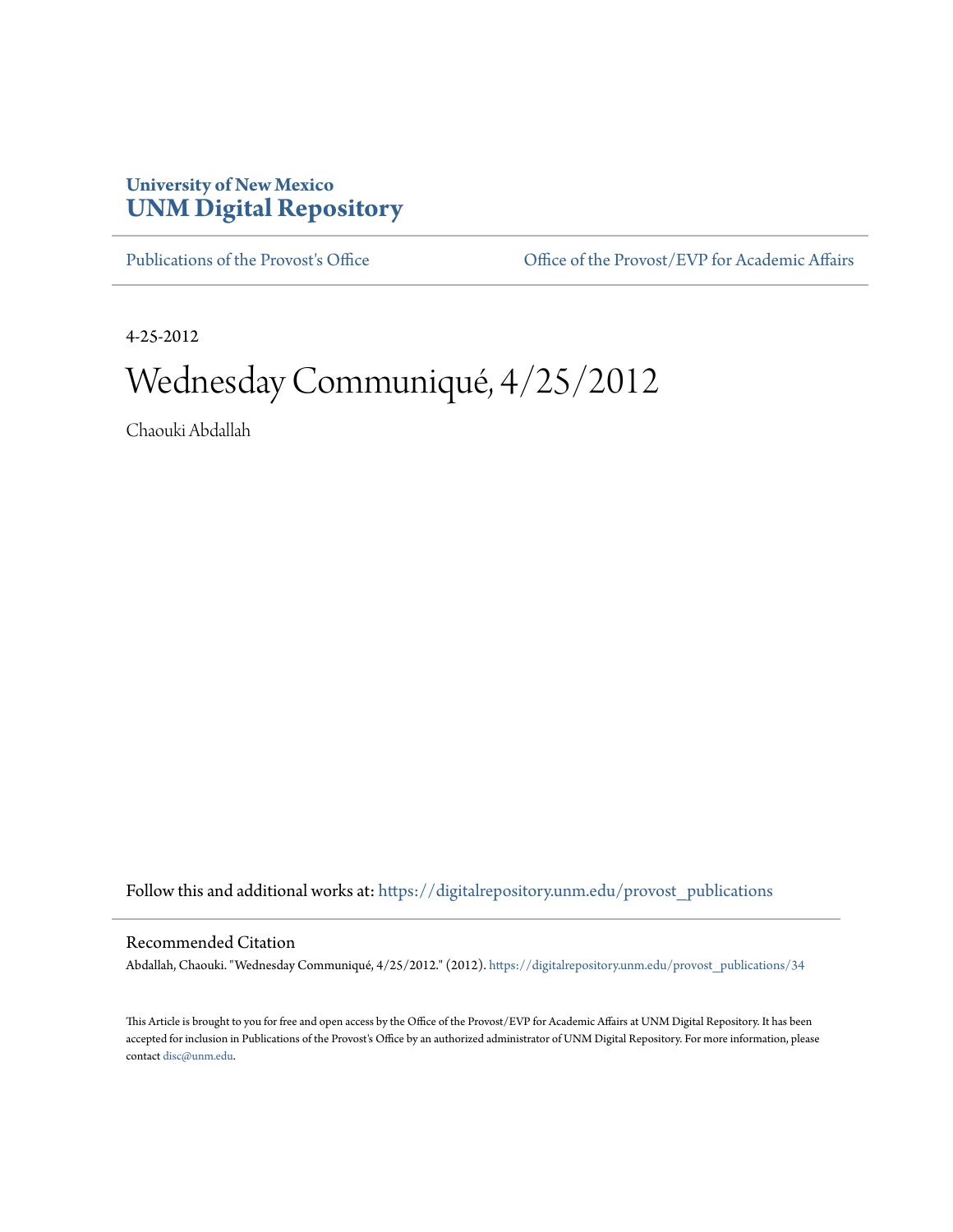University of New Mexico
**UNM Digital Repository**

Publications of the Provost's Office | Office of the Provost/EVP for Academic Affairs

4-25-2012

# Wednesday Communiqué, 4/25/2012

Chaouki Abdallah

Follow this and additional works at: https://digitalrepository.unm.edu/provost_publications

## Recommended Citation

Abdallah, Chaouki. "Wednesday Communiqué, 4/25/2012." (2012). https://digitalrepository.unm.edu/provost_publications/34

This Article is brought to you for free and open access by the Office of the Provost/EVP for Academic Affairs at UNM Digital Repository. It has been accepted for inclusion in Publications of the Provost's Office by an authorized administrator of UNM Digital Repository. For more information, please contact disc@unm.edu.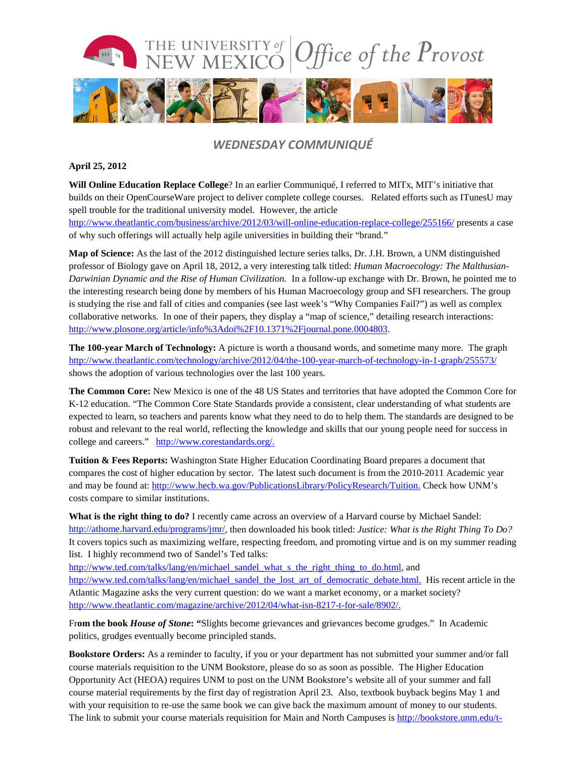# THE UNIVERSITY of NEW MEXICO | Office of the Provost

## *WEDNESDAY COMMUNIQUÉ*

**April 25, 2012**

**Will Online Education Replace College**? In an earlier Communiqué, I referred to MITx, MIT's initiative that builds on their OpenCourseWare project to deliver complete college courses. Related efforts such as ITunesU may spell trouble for the traditional university model. However, the article http://www.theatlantic.com/business/archive/2012/03/will-online-education-replace-college/255166/ presents a case of why such offerings will actually help agile universities in building their "brand."

**Map of Science:** As the last of the 2012 distinguished lecture series talks, Dr. J.H. Brown, a UNM distinguished professor of Biology gave on April 18, 2012, a very interesting talk titled: *Human Macroecology: The Malthusian-Darwinian Dynamic and the Rise of Human Civilization.* In a follow-up exchange with Dr. Brown, he pointed me to the interesting research being done by members of his Human Macroecology group and SFI researchers. The group is studying the rise and fall of cities and companies (see last week's "Why Companies Fail?") as well as complex collaborative networks. In one of their papers, they display a "map of science," detailing research interactions: http://www.plosone.org/article/info%3Adoi%2F10.1371%2Fjournal.pone.0004803.

**The 100-year March of Technology:** A picture is worth a thousand words, and sometime many more. The graph http://www.theatlantic.com/technology/archive/2012/04/the-100-year-march-of-technology-in-1-graph/255573/ shows the adoption of various technologies over the last 100 years.

**The Common Core:** New Mexico is one of the 48 US States and territories that have adopted the Common Core for K-12 education. "The Common Core State Standards provide a consistent, clear understanding of what students are expected to learn, so teachers and parents know what they need to do to help them. The standards are designed to be robust and relevant to the real world, reflecting the knowledge and skills that our young people need for success in college and careers." http://www.corestandards.org/.

**Tuition & Fees Reports:** Washington State Higher Education Coordinating Board prepares a document that compares the cost of higher education by sector. The latest such document is from the 2010-2011 Academic year and may be found at: http://www.hecb.wa.gov/PublicationsLibrary/PolicyResearch/Tuition. Check how UNM's costs compare to similar institutions.

**What is the right thing to do?** I recently came across an overview of a Harvard course by Michael Sandel: http://athome.harvard.edu/programs/jmr/, then downloaded his book titled: *Justice: What is the Right Thing To Do?* It covers topics such as maximizing welfare, respecting freedom, and promoting virtue and is on my summer reading list. I highly recommend two of Sandel's Ted talks: http://www.ted.com/talks/lang/en/michael_sandel_what_s_the_right_thing_to_do.html, and http://www.ted.com/talks/lang/en/michael_sandel_the_lost_art_of_democratic_debate.html. His recent article in the Atlantic Magazine asks the very current question: do we want a market economy, or a market society? http://www.theatlantic.com/magazine/archive/2012/04/what-isn-8217-t-for-sale/8902/.

Fr**om the book** ***House of Stone*****: "**Slights become grievances and grievances become grudges." In Academic politics, grudges eventually become principled stands.

**Bookstore Orders:** As a reminder to faculty, if you or your department has not submitted your summer and/or fall course materials requisition to the UNM Bookstore, please do so as soon as possible. The Higher Education Opportunity Act (HEOA) requires UNM to post on the UNM Bookstore's website all of your summer and fall course material requirements by the first day of registration April 23. Also, textbook buyback begins May 1 and with your requisition to re-use the same book we can give back the maximum amount of money to our students. The link to submit your course materials requisition for Main and North Campuses is http://bookstore.unm.edu/t-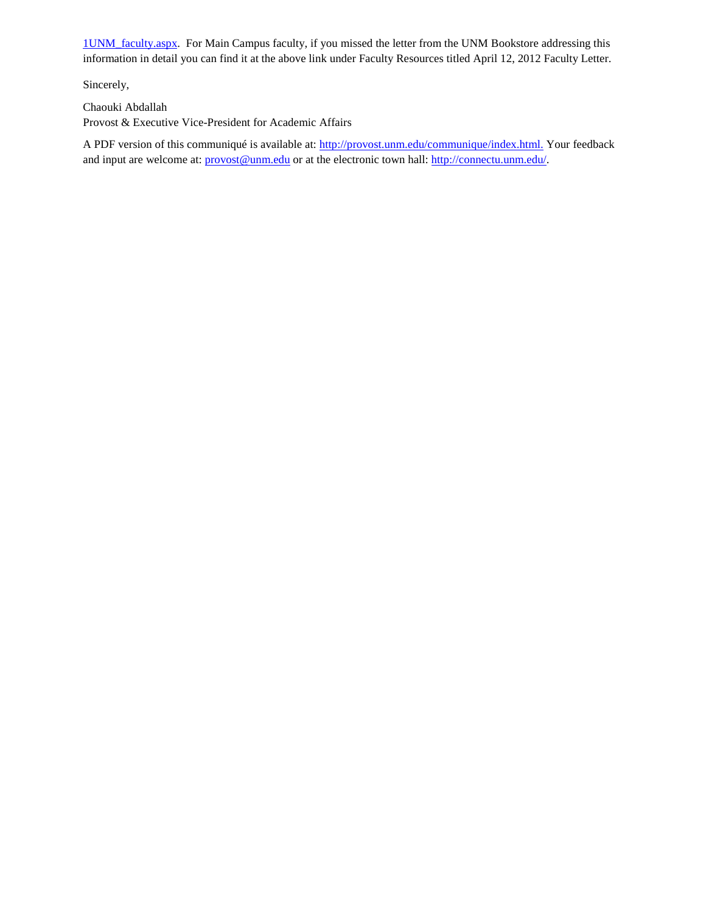1UNM_faculty.aspx. For Main Campus faculty, if you missed the letter from the UNM Bookstore addressing this information in detail you can find it at the above link under Faculty Resources titled April 12, 2012 Faculty Letter.

Sincerely,

Chaouki Abdallah
Provost & Executive Vice-President for Academic Affairs

A PDF version of this communiqué is available at: http://provost.unm.edu/communique/index.html. Your feedback and input are welcome at: provost@unm.edu or at the electronic town hall: http://connectu.unm.edu/.